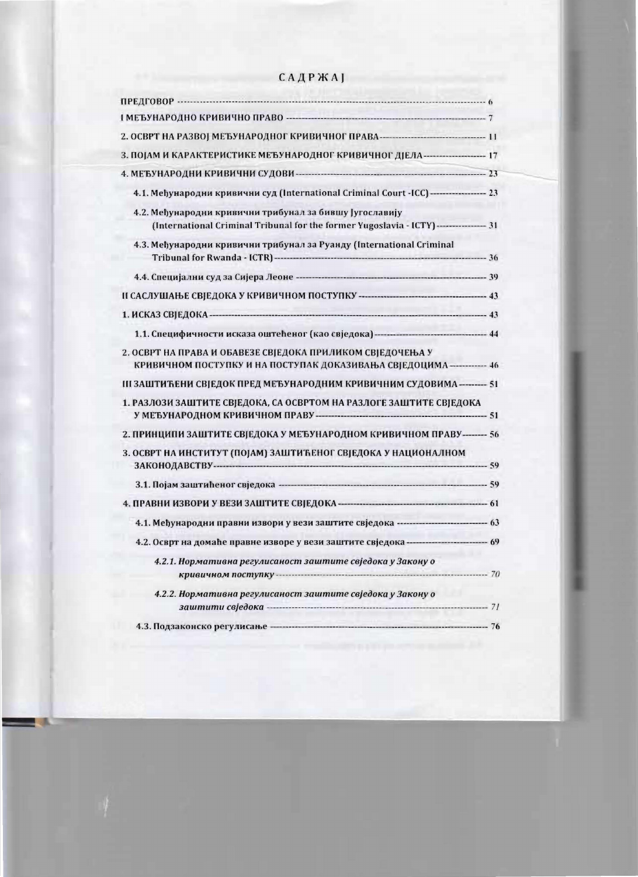# САДРЖАЈ

| | |
|---|---|
| ПРЕДГОВОР | 6 |
| I МЕЂУНАРОДНО КРИВИЧНО ПРАВО | 7 |
| 2. ОСВРТ НА РАЗВОЈ МЕЂУНАРОДНОГ КРИВИЧНОГ ПРАВА | 11 |
| 3. ПОЈАМ И КАРАКТЕРИСТИКЕ МЕЂУНАРОДНОГ КРИВИЧНОГ ДЈЕЛА | 17 |
| 4. МЕЂУНАРОДНИ КРИВИЧНИ СУДОВИ | 23 |
| 4.1. Међународни кривични суд (International Criminal Court -ICC) | 23 |
| 4.2. Међународни кривични трибунал за бившу Југославију (International Criminal Tribunal for the former Yugoslavia - ICTY) | 31 |
| 4.3. Међународни кривични трибунал за Руанду (International Criminal Tribunal for Rwanda - ICTR) | 36 |
| 4.4. Специјални суд за Сијера Леоне | 39 |
| II САСЛУШАЊЕ СВЈЕДОКА У КРИВИЧНОМ ПОСТУПКУ | 43 |
| 1. ИСКАЗ СВЈЕДОКА | 43 |
| 1.1. Специфичности исказа оштећеног (као свједока) | 44 |
| 2. ОСВРТ НА ПРАВА И ОБАВЕЗЕ СВЈЕДОКА ПРИЛИКОМ СВЈЕДОЧЕЊА У КРИВИЧНОМ ПОСТУПКУ И НА ПОСТУПАК ДОКАЗИВАЊА СВЈЕДОЦИМА | 46 |
| III ЗАШТИЋЕНИ СВЈЕДОК ПРЕД МЕЂУНАРОДНИМ КРИВИЧНИМ СУДОВИМА | 51 |
| 1. РАЗЛОЗИ ЗАШТИТЕ СВЈЕДОКА, СА ОСВРТОМ НА РАЗЛОГЕ ЗАШТИТЕ СВЈЕДОКА У МЕЂУНАРОДНОМ КРИВИЧНОМ ПРАВУ | 51 |
| 2. ПРИНЦИПИ ЗАШТИТЕ СВЈЕДОКА У МЕЂУНАРОДНОМ КРИВИЧНОМ ПРАВУ | 56 |
| 3. ОСВРТ НА ИНСТИТУТ (ПОЈАМ) ЗАШТИЋЕНОГ СВЈЕДОКА У НАЦИОНАЛНОМ ЗАКОНОДАВСТВУ | 59 |
| 3.1. Појам заштићеног свједока | 59 |
| 4. ПРАВНИ ИЗВОРИ У ВЕЗИ ЗАШТИТЕ СВЈЕДОКА | 61 |
| 4.1. Међународни правни извори у вези заштите свједока | 63 |
| 4.2. Осврт на домаће правне изворе у вези заштите свједока | 69 |
| *4.2.1. Нормативна регулисаност заштите свједока у Закону о кривичном поступку* | *70* |
| *4.2.2. Нормативна регулисаност заштите свједока у Закону о заштити свједока* | *71* |
| 4.3. Подзаконско регулисање | 76 |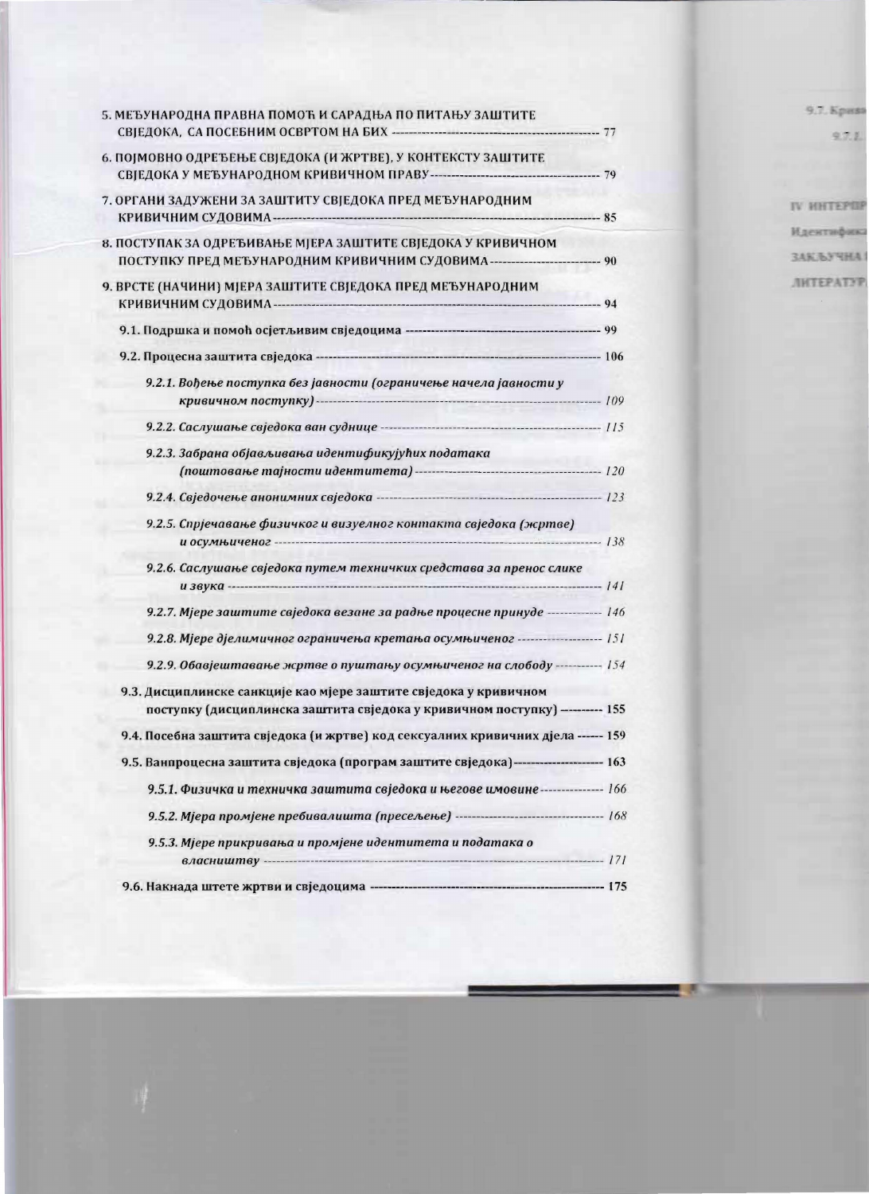5. МЕЂУНАРОДНА ПРАВНА ПОМОЋ И САРАДЊА ПО ПИТАЊУ ЗАШТИТЕ СВЈЕДОКА, СА ПОСЕБНИМ ОСВРТОМ НА БИХ ---------- 77

6. ПОЈМОВНО ОДРЕЂЕЊЕ СВЈЕДОКА (И ЖРТВЕ), У КОНТЕКСТУ ЗАШТИТЕ СВЈЕДОКА У МЕЂУНАРОДНОМ КРИВИЧНОМ ПРАВУ ---------- 79

7. ОРГАНИ ЗАДУЖЕНИ ЗА ЗАШТИТУ СВЈЕДОКА ПРЕД МЕЂУНАРОДНИМ КРИВИЧНИМ СУДОВИМА ---------- 85

8. ПОСТУПАК ЗА ОДРЕЂИВАЊЕ МЈЕРА ЗАШТИТЕ СВЈЕДОКА У КРИВИЧНОМ ПОСТУПКУ ПРЕД МЕЂУНАРОДНИМ КРИВИЧНИМ СУДОВИМА ---------- 90

9. ВРСТЕ (НАЧИНИ) МЈЕРА ЗАШТИТЕ СВЈЕДОКА ПРЕД МЕЂУНАРОДНИМ КРИВИЧНИМ СУДОВИМА ---------- 94

- 9.1. Подршка и помоћ осјетљивим свједоцима ---------- 99
- 9.2. Процесна заштита свједока ---------- 106
  - *9.2.1. Вођење поступка без јавности (ограничење начела јавности у кривичном поступку) ---------- 109*
  - *9.2.2. Саслушање свједока ван суднице ---------- 115*
  - *9.2.3. Забрана објављивања идентификујућих података (поштовање тајности идентитета) ---------- 120*
  - *9.2.4. Свједочење анонимних свједока ---------- 123*
  - *9.2.5. Спрјечавање физичког и визуелног контакта свједока (жртве) и осумњиченог ---------- 138*
  - *9.2.6. Саслушање свједока путем техничких средстава за пренос слике и звука ---------- 141*
  - *9.2.7. Мјере заштите свједока везане за радње процесне принуде ---------- 146*
  - *9.2.8. Мјере дјелимичног ограничења кретања осумњиченог ---------- 151*
  - *9.2.9. Обавјештавање жртве о пуштању осумњиченог на слободу ---------- 154*
- 9.3. Дисциплинске санкције као мјере заштите свједока у кривичном поступку (дисциплинска заштита свједока у кривичном поступку) ---------- 155
- 9.4. Посебна заштита свједока (и жртве) код сексуалних кривичних дјела ---------- 159
- 9.5. Ванпроцесна заштита свједока (програм заштите свједока) ---------- 163
  - *9.5.1. Физичка и техничка заштита свједока и његове имовине ---------- 166*
  - *9.5.2. Мјера промјене пребивалишта (пресељење) ---------- 168*
  - *9.5.3. Мјере прикривања и промјене идентитета и података о власништву ---------- 171*
- 9.6. Накнада штете жртви и свједоцима ---------- 175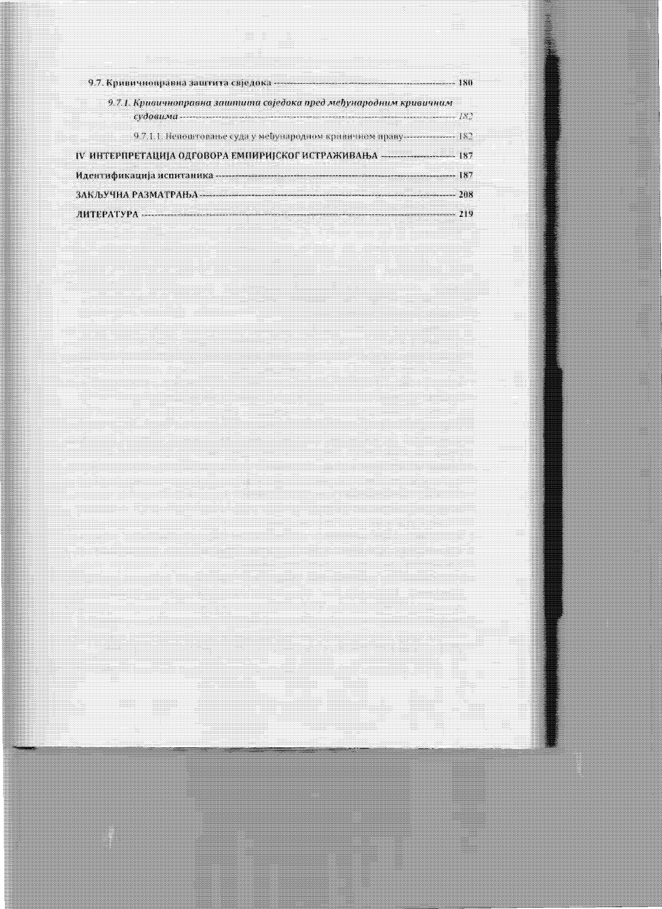9.7. Кривичноправна заштита свједока ------------------------------------------------------ 180

*9.7.1. Кривичноправна заштита свједока пред међународним кривичним судовима* ------------------------------------------------------ *182*

9.7.1.1. Непоштовање суда у међународном кривичном праву ---------------- 182

IV ИНТЕРПРЕТАЦИЈА ОДГОВОРА ЕМПИРИЈСКОГ ИСТРАЖИВАЊА ---------------------- 187

Идентификација испитаника ------------------------------------------------------ 187

ЗАКЉУЧНА РАЗМАТРАЊА ------------------------------------------------------ 208

ЛИТЕРАТУРА ------------------------------------------------------ 219